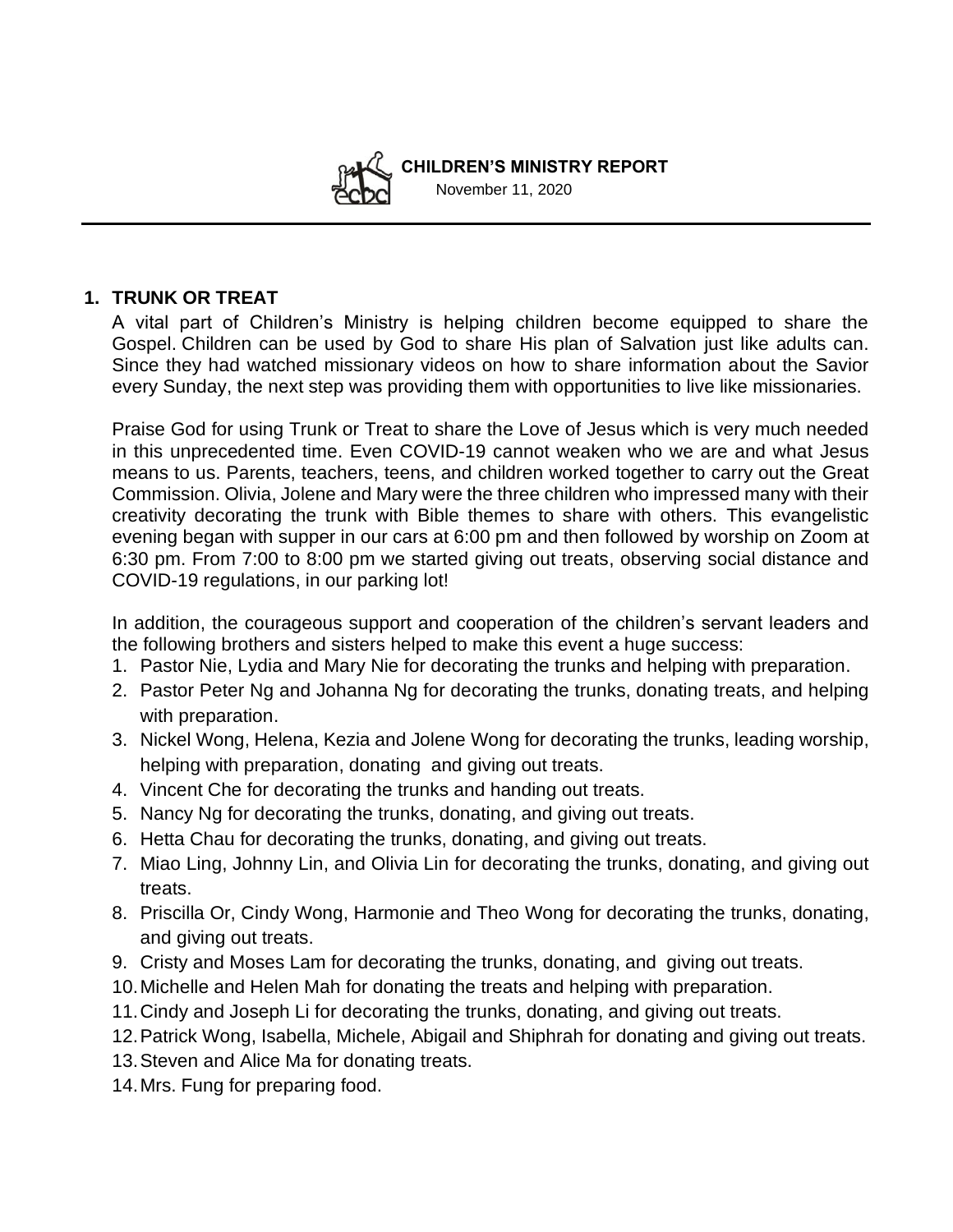**CHILDREN'S MINISTRY REPORT**

November 11, 2020

---

## 1. TRUNK OR TREAT

A vital part of Children's Ministry is helping children become equipped to share the Gospel. Children can be used by God to share His plan of Salvation just like adults can. Since they had watched missionary videos on how to share information about the Savior every Sunday, the next step was providing them with opportunities to live like missionaries.

Praise God for using Trunk or Treat to share the Love of Jesus which is very much needed in this unprecedented time. Even COVID-19 cannot weaken who we are and what Jesus means to us. Parents, teachers, teens, and children worked together to carry out the Great Commission. Olivia, Jolene and Mary were the three children who impressed many with their creativity decorating the trunk with Bible themes to share with others. This evangelistic evening began with supper in our cars at 6:00 pm and then followed by worship on Zoom at 6:30 pm. From 7:00 to 8:00 pm we started giving out treats, observing social distance and COVID-19 regulations, in our parking lot!

In addition, the courageous support and cooperation of the children's servant leaders and the following brothers and sisters helped to make this event a huge success:

1. Pastor Nie, Lydia and Mary Nie for decorating the trunks and helping with preparation.
2. Pastor Peter Ng and Johanna Ng for decorating the trunks, donating treats, and helping with preparation.
3. Nickel Wong, Helena, Kezia and Jolene Wong for decorating the trunks, leading worship, helping with preparation, donating and giving out treats.
4. Vincent Che for decorating the trunks and handing out treats.
5. Nancy Ng for decorating the trunks, donating, and giving out treats.
6. Hetta Chau for decorating the trunks, donating, and giving out treats.
7. Miao Ling, Johnny Lin, and Olivia Lin for decorating the trunks, donating, and giving out treats.
8. Priscilla Or, Cindy Wong, Harmonie and Theo Wong for decorating the trunks, donating, and giving out treats.
9. Cristy and Moses Lam for decorating the trunks, donating, and giving out treats.
10. Michelle and Helen Mah for donating the treats and helping with preparation.
11. Cindy and Joseph Li for decorating the trunks, donating, and giving out treats.
12. Patrick Wong, Isabella, Michele, Abigail and Shiphrah for donating and giving out treats.
13. Steven and Alice Ma for donating treats.
14. Mrs. Fung for preparing food.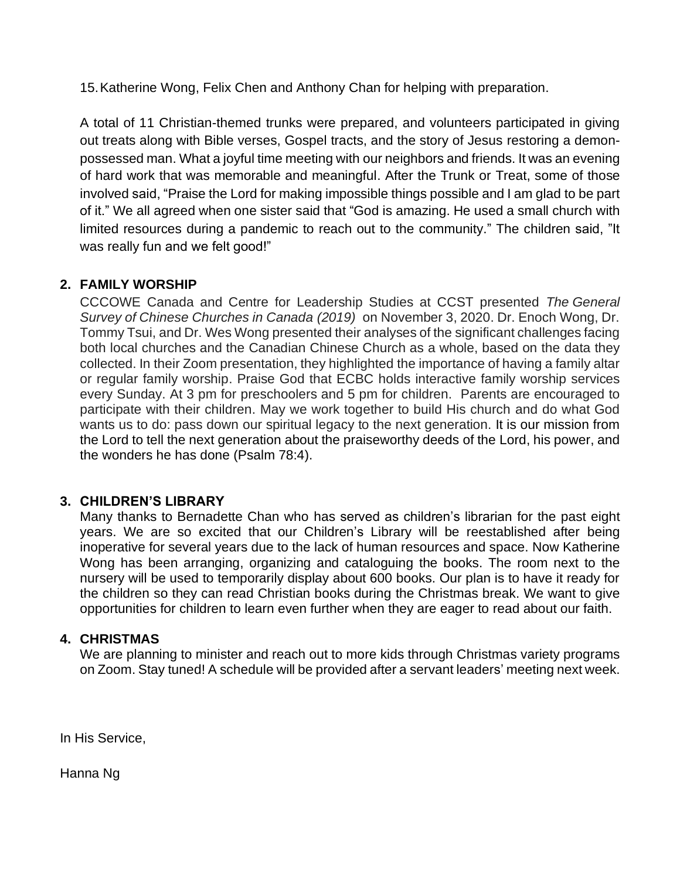15. Katherine Wong, Felix Chen and Anthony Chan for helping with preparation.

A total of 11 Christian-themed trunks were prepared, and volunteers participated in giving out treats along with Bible verses, Gospel tracts, and the story of Jesus restoring a demon-possessed man. What a joyful time meeting with our neighbors and friends. It was an evening of hard work that was memorable and meaningful. After the Trunk or Treat, some of those involved said, "Praise the Lord for making impossible things possible and I am glad to be part of it." We all agreed when one sister said that "God is amazing. He used a small church with limited resources during a pandemic to reach out to the community." The children said, "It was really fun and we felt good!"

2. **FAMILY WORSHIP**

   CCCOWE Canada and Centre for Leadership Studies at CCST presented *The General Survey of Chinese Churches in Canada (2019)* on November 3, 2020. Dr. Enoch Wong, Dr. Tommy Tsui, and Dr. Wes Wong presented their analyses of the significant challenges facing both local churches and the Canadian Chinese Church as a whole, based on the data they collected. In their Zoom presentation, they highlighted the importance of having a family altar or regular family worship. Praise God that ECBC holds interactive family worship services every Sunday. At 3 pm for preschoolers and 5 pm for children. Parents are encouraged to participate with their children. May we work together to build His church and do what God wants us to do: pass down our spiritual legacy to the next generation. It is our mission from the Lord to tell the next generation about the praiseworthy deeds of the Lord, his power, and the wonders he has done (Psalm 78:4).

3. **CHILDREN'S LIBRARY**

   Many thanks to Bernadette Chan who has served as children's librarian for the past eight years. We are so excited that our Children's Library will be reestablished after being inoperative for several years due to the lack of human resources and space. Now Katherine Wong has been arranging, organizing and cataloguing the books. The room next to the nursery will be used to temporarily display about 600 books. Our plan is to have it ready for the children so they can read Christian books during the Christmas break. We want to give opportunities for children to learn even further when they are eager to read about our faith.

4. **CHRISTMAS**

   We are planning to minister and reach out to more kids through Christmas variety programs on Zoom. Stay tuned! A schedule will be provided after a servant leaders' meeting next week.

In His Service,

Hanna Ng